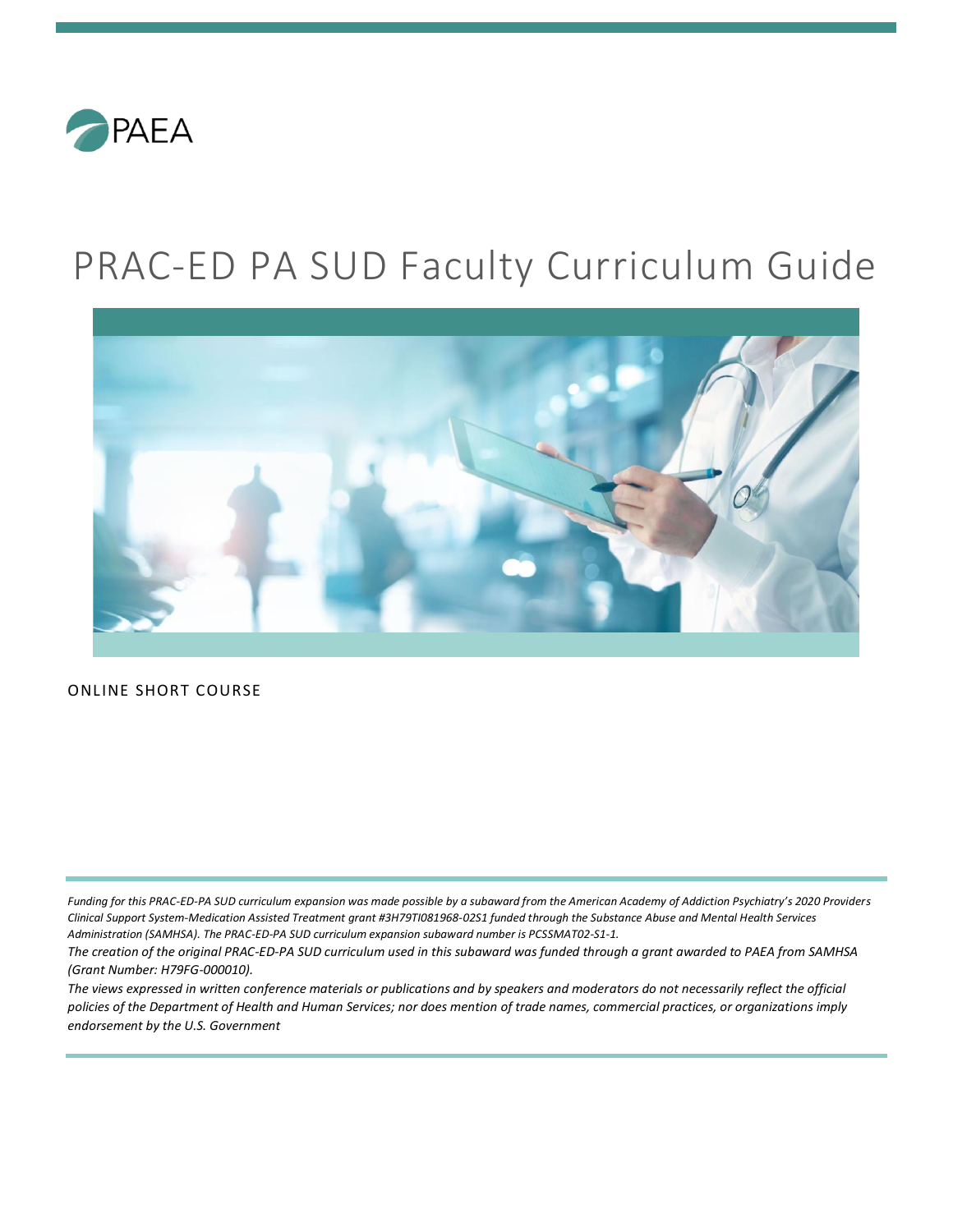PAEA

# PRAC-ED PA SUD Faculty Curriculum Guide

ONLINE SHORT COURSE

*Funding for this PRAC-ED-PA SUD curriculum expansion was made possible by a subaward from the American Academy of Addiction Psychiatry's 2020 Providers Clinical Support System-Medication Assisted Treatment grant #3H79TI081968-02S1 funded through the Substance Abuse and Mental Health Services Administration (SAMHSA). The PRAC-ED-PA SUD curriculum expansion subaward number is PCSSMAT02-S1-1.*

*The creation of the original PRAC-ED-PA SUD curriculum used in this subaward was funded through a grant awarded to PAEA from SAMHSA (Grant Number: H79FG-000010).*

*The views expressed in written conference materials or publications and by speakers and moderators do not necessarily reflect the official policies of the Department of Health and Human Services; nor does mention of trade names, commercial practices, or organizations imply endorsement by the U.S. Government*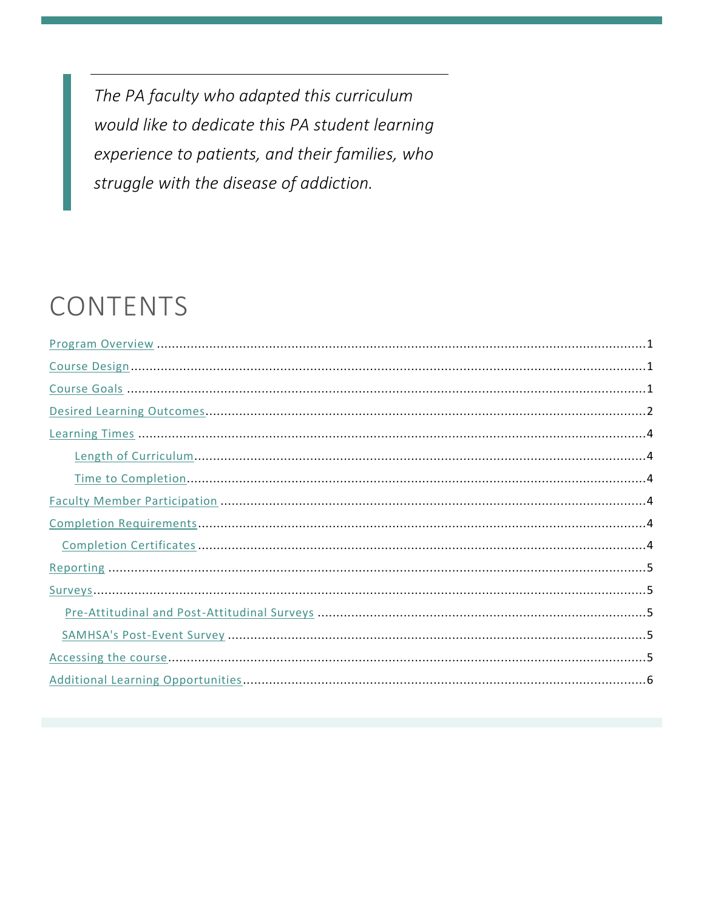> *The PA faculty who adapted this curriculum would like to dedicate this PA student learning experience to patients, and their families, who struggle with the disease of addiction.*

# CONTENTS

- Program Overview ........ 1
- Course Design ........ 1
- Course Goals ........ 1
- Desired Learning Outcomes ........ 2
- Learning Times ........ 4
  - Length of Curriculum ........ 4
  - Time to Completion ........ 4
- Faculty Member Participation ........ 4
- Completion Requirements ........ 4
  - Completion Certificates ........ 4
- Reporting ........ 5
- Surveys ........ 5
  - Pre-Attitudinal and Post-Attitudinal Surveys ........ 5
  - SAMHSA's Post-Event Survey ........ 5
- Accessing the course ........ 5
- Additional Learning Opportunities ........ 6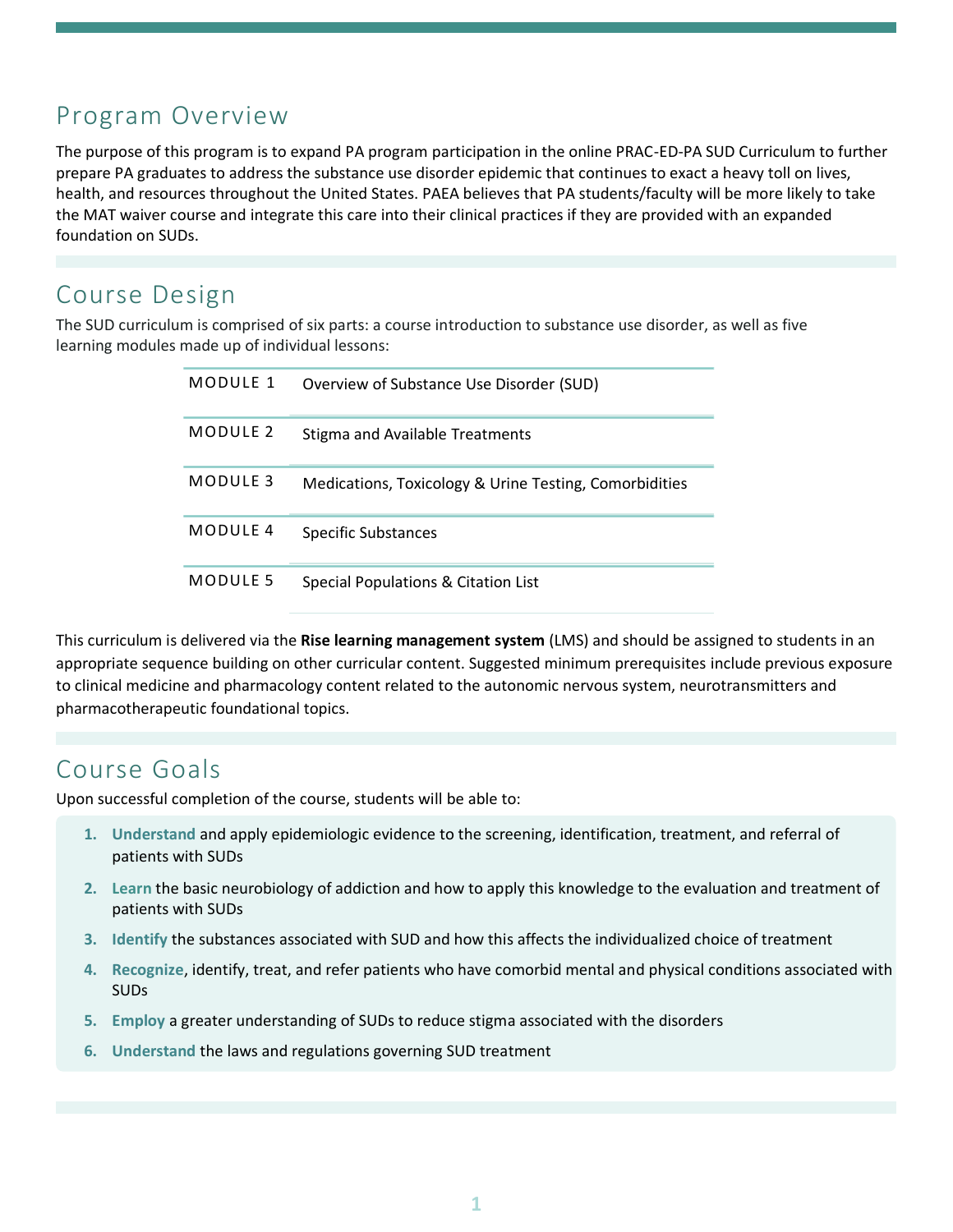## Program Overview

The purpose of this program is to expand PA program participation in the online PRAC-ED-PA SUD Curriculum to further prepare PA graduates to address the substance use disorder epidemic that continues to exact a heavy toll on lives, health, and resources throughout the United States. PAEA believes that PA students/faculty will be more likely to take the MAT waiver course and integrate this care into their clinical practices if they are provided with an expanded foundation on SUDs.

## Course Design

The SUD curriculum is comprised of six parts: a course introduction to substance use disorder, as well as five learning modules made up of individual lessons:

| | |
|---|---|
| MODULE 1 | Overview of Substance Use Disorder (SUD) |
| MODULE 2 | Stigma and Available Treatments |
| MODULE 3 | Medications, Toxicology & Urine Testing, Comorbidities |
| MODULE 4 | Specific Substances |
| MODULE 5 | Special Populations & Citation List |

This curriculum is delivered via the **Rise learning management system** (LMS) and should be assigned to students in an appropriate sequence building on other curricular content. Suggested minimum prerequisites include previous exposure to clinical medicine and pharmacology content related to the autonomic nervous system, neurotransmitters and pharmacotherapeutic foundational topics.

## Course Goals

Upon successful completion of the course, students will be able to:

1. **Understand** and apply epidemiologic evidence to the screening, identification, treatment, and referral of patients with SUDs
2. **Learn** the basic neurobiology of addiction and how to apply this knowledge to the evaluation and treatment of patients with SUDs
3. **Identify** the substances associated with SUD and how this affects the individualized choice of treatment
4. **Recognize**, identify, treat, and refer patients who have comorbid mental and physical conditions associated with SUDs
5. **Employ** a greater understanding of SUDs to reduce stigma associated with the disorders
6. **Understand** the laws and regulations governing SUD treatment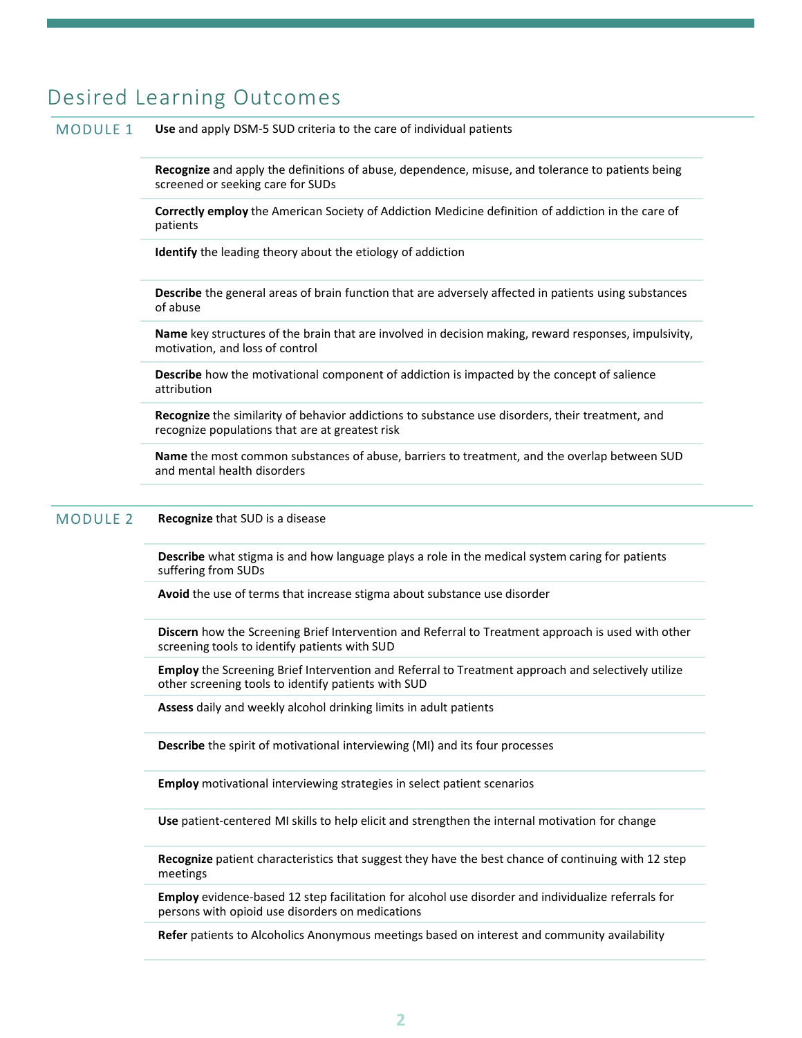# Desired Learning Outcomes

## MODULE 1

- **Use** and apply DSM-5 SUD criteria to the care of individual patients
- **Recognize** and apply the definitions of abuse, dependence, misuse, and tolerance to patients being screened or seeking care for SUDs
- **Correctly employ** the American Society of Addiction Medicine definition of addiction in the care of patients
- **Identify** the leading theory about the etiology of addiction
- **Describe** the general areas of brain function that are adversely affected in patients using substances of abuse
- **Name** key structures of the brain that are involved in decision making, reward responses, impulsivity, motivation, and loss of control
- **Describe** how the motivational component of addiction is impacted by the concept of salience attribution
- **Recognize** the similarity of behavior addictions to substance use disorders, their treatment, and recognize populations that are at greatest risk
- **Name** the most common substances of abuse, barriers to treatment, and the overlap between SUD and mental health disorders

## MODULE 2

- **Recognize** that SUD is a disease
- **Describe** what stigma is and how language plays a role in the medical system caring for patients suffering from SUDs
- **Avoid** the use of terms that increase stigma about substance use disorder
- **Discern** how the Screening Brief Intervention and Referral to Treatment approach is used with other screening tools to identify patients with SUD
- **Employ** the Screening Brief Intervention and Referral to Treatment approach and selectively utilize other screening tools to identify patients with SUD
- **Assess** daily and weekly alcohol drinking limits in adult patients
- **Describe** the spirit of motivational interviewing (MI) and its four processes
- **Employ** motivational interviewing strategies in select patient scenarios
- **Use** patient-centered MI skills to help elicit and strengthen the internal motivation for change
- **Recognize** patient characteristics that suggest they have the best chance of continuing with 12 step meetings
- **Employ** evidence-based 12 step facilitation for alcohol use disorder and individualize referrals for persons with opioid use disorders on medications
- **Refer** patients to Alcoholics Anonymous meetings based on interest and community availability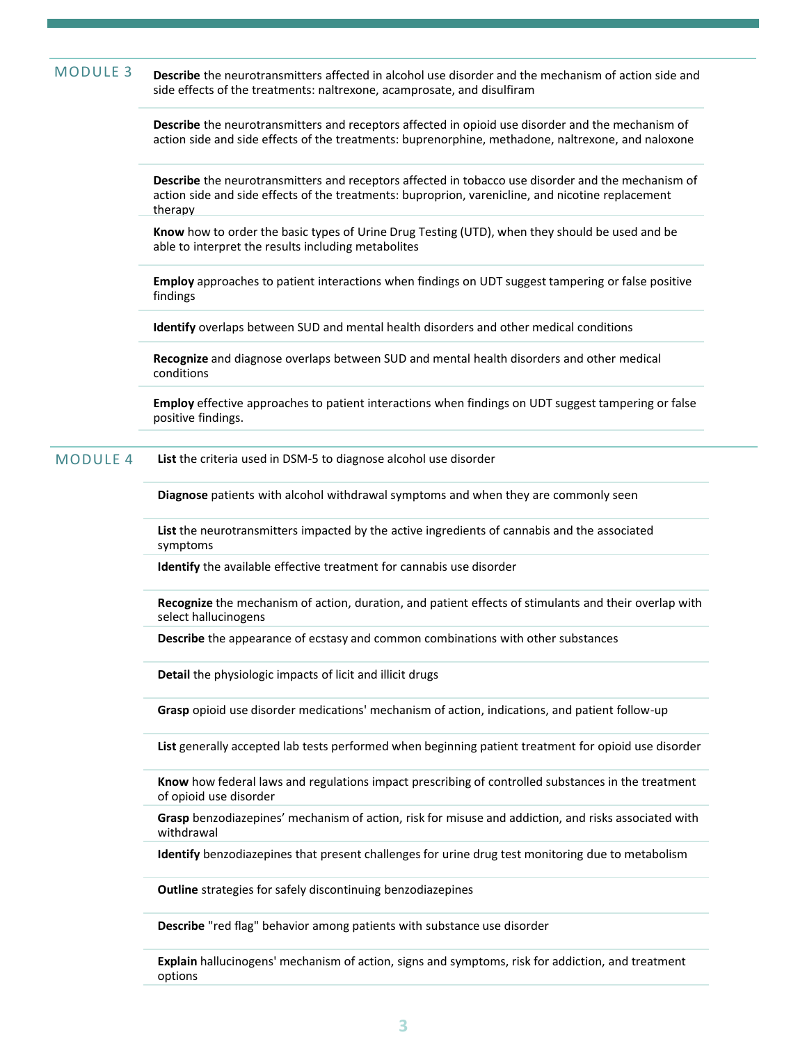## MODULE 3

**Describe** the neurotransmitters affected in alcohol use disorder and the mechanism of action side and side effects of the treatments: naltrexone, acamprosate, and disulfiram

**Describe** the neurotransmitters and receptors affected in opioid use disorder and the mechanism of action side and side effects of the treatments: buprenorphine, methadone, naltrexone, and naloxone

**Describe** the neurotransmitters and receptors affected in tobacco use disorder and the mechanism of action side and side effects of the treatments: buproprion, varenicline, and nicotine replacement therapy

**Know** how to order the basic types of Urine Drug Testing (UTD), when they should be used and be able to interpret the results including metabolites

**Employ** approaches to patient interactions when findings on UDT suggest tampering or false positive findings

**Identify** overlaps between SUD and mental health disorders and other medical conditions

**Recognize** and diagnose overlaps between SUD and mental health disorders and other medical conditions

**Employ** effective approaches to patient interactions when findings on UDT suggest tampering or false positive findings.

## MODULE 4

**List** the criteria used in DSM-5 to diagnose alcohol use disorder

**Diagnose** patients with alcohol withdrawal symptoms and when they are commonly seen

**List** the neurotransmitters impacted by the active ingredients of cannabis and the associated symptoms

**Identify** the available effective treatment for cannabis use disorder

**Recognize** the mechanism of action, duration, and patient effects of stimulants and their overlap with select hallucinogens

**Describe** the appearance of ecstasy and common combinations with other substances

**Detail** the physiologic impacts of licit and illicit drugs

**Grasp** opioid use disorder medications' mechanism of action, indications, and patient follow-up

**List** generally accepted lab tests performed when beginning patient treatment for opioid use disorder

**Know** how federal laws and regulations impact prescribing of controlled substances in the treatment of opioid use disorder

**Grasp** benzodiazepines' mechanism of action, risk for misuse and addiction, and risks associated with withdrawal

**Identify** benzodiazepines that present challenges for urine drug test monitoring due to metabolism

**Outline** strategies for safely discontinuing benzodiazepines

**Describe** "red flag" behavior among patients with substance use disorder

**Explain** hallucinogens' mechanism of action, signs and symptoms, risk for addiction, and treatment options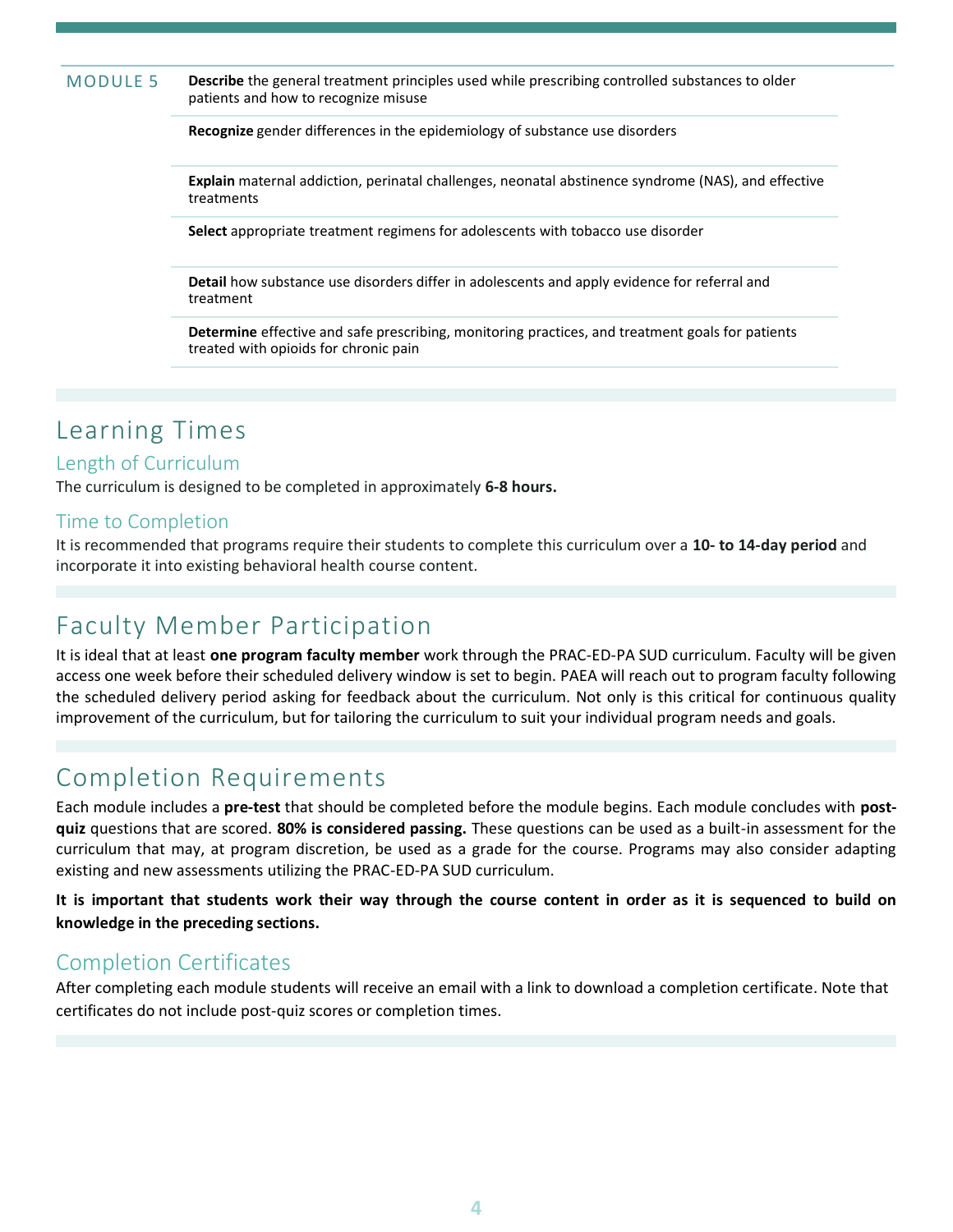| | |
|---|---|
| MODULE 5 | **Describe** the general treatment principles used while prescribing controlled substances to older patients and how to recognize misuse |
| | **Recognize** gender differences in the epidemiology of substance use disorders |
| | **Explain** maternal addiction, perinatal challenges, neonatal abstinence syndrome (NAS), and effective treatments |
| | **Select** appropriate treatment regimens for adolescents with tobacco use disorder |
| | **Detail** how substance use disorders differ in adolescents and apply evidence for referral and treatment |
| | **Determine** effective and safe prescribing, monitoring practices, and treatment goals for patients treated with opioids for chronic pain |

# Learning Times

## Length of Curriculum

The curriculum is designed to be completed in approximately **6-8 hours.**

## Time to Completion

It is recommended that programs require their students to complete this curriculum over a **10- to 14-day period** and incorporate it into existing behavioral health course content.

# Faculty Member Participation

It is ideal that at least **one program faculty member** work through the PRAC-ED-PA SUD curriculum. Faculty will be given access one week before their scheduled delivery window is set to begin. PAEA will reach out to program faculty following the scheduled delivery period asking for feedback about the curriculum. Not only is this critical for continuous quality improvement of the curriculum, but for tailoring the curriculum to suit your individual program needs and goals.

# Completion Requirements

Each module includes a **pre-test** that should be completed before the module begins. Each module concludes with **post-quiz** questions that are scored. **80% is considered passing.** These questions can be used as a built-in assessment for the curriculum that may, at program discretion, be used as a grade for the course. Programs may also consider adapting existing and new assessments utilizing the PRAC-ED-PA SUD curriculum.

**It is important that students work their way through the course content in order as it is sequenced to build on knowledge in the preceding sections.**

## Completion Certificates

After completing each module students will receive an email with a link to download a completion certificate. Note that certificates do not include post-quiz scores or completion times.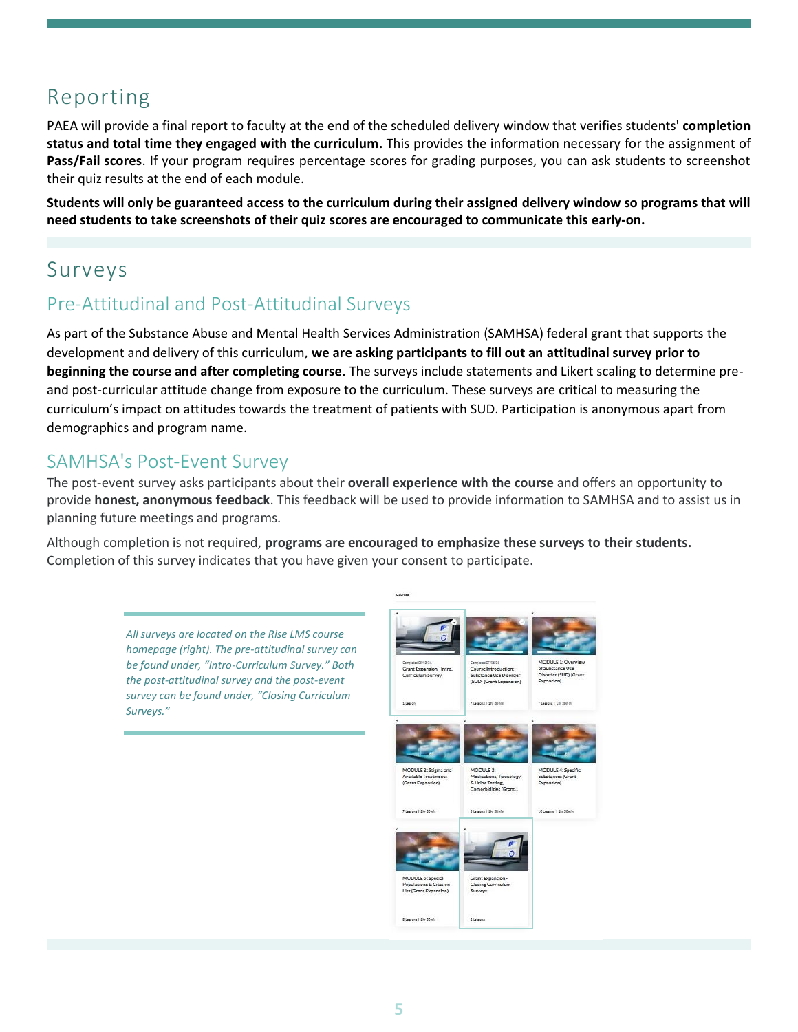## Reporting

PAEA will provide a final report to faculty at the end of the scheduled delivery window that verifies students' **completion status and total time they engaged with the curriculum.** This provides the information necessary for the assignment of **Pass/Fail scores**. If your program requires percentage scores for grading purposes, you can ask students to screenshot their quiz results at the end of each module.

**Students will only be guaranteed access to the curriculum during their assigned delivery window so programs that will need students to take screenshots of their quiz scores are encouraged to communicate this early-on.**

## Surveys

### Pre-Attitudinal and Post-Attitudinal Surveys

As part of the Substance Abuse and Mental Health Services Administration (SAMHSA) federal grant that supports the development and delivery of this curriculum, **we are asking participants to fill out an attitudinal survey prior to beginning the course and after completing course.** The surveys include statements and Likert scaling to determine pre- and post-curricular attitude change from exposure to the curriculum. These surveys are critical to measuring the curriculum's impact on attitudes towards the treatment of patients with SUD. Participation is anonymous apart from demographics and program name.

### SAMHSA's Post-Event Survey

The post-event survey asks participants about their **overall experience with the course** and offers an opportunity to provide **honest, anonymous feedback**. This feedback will be used to provide information to SAMHSA and to assist us in planning future meetings and programs.

Although completion is not required, **programs are encouraged to emphasize these surveys to their students.** Completion of this survey indicates that you have given your consent to participate.

*All surveys are located on the Rise LMS course homepage (right). The pre-attitudinal survey can be found under, "Intro-Curriculum Survey." Both the post-attitudinal survey and the post-event survey can be found under, "Closing Curriculum Surveys."*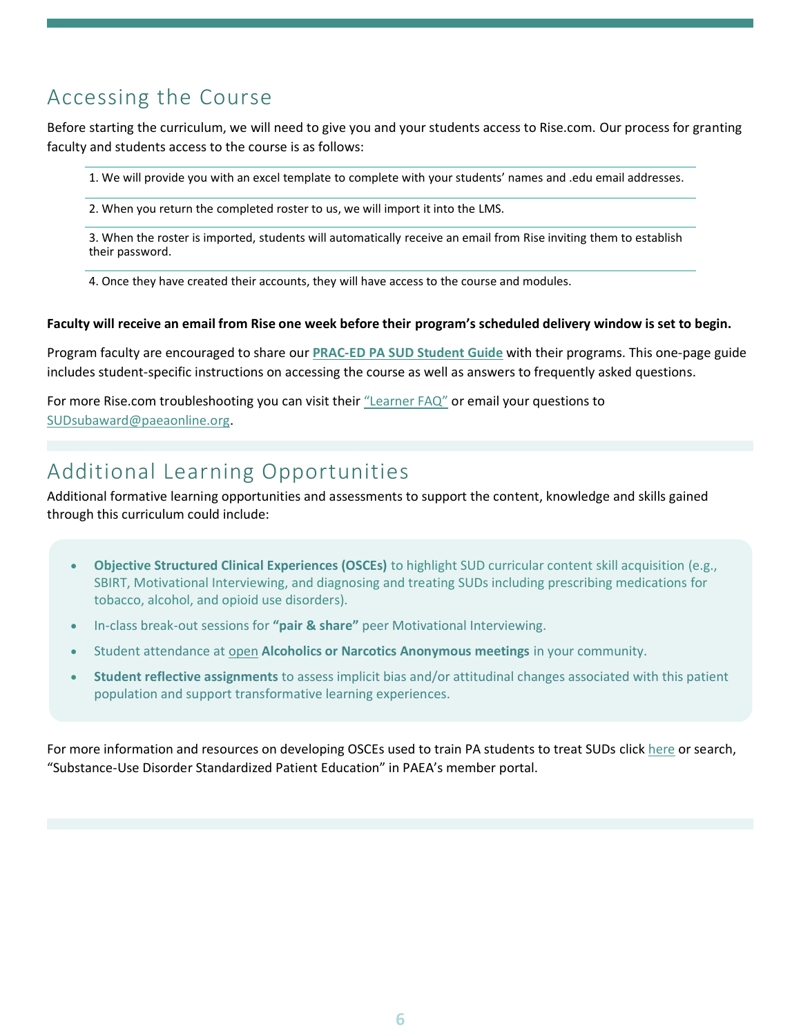## Accessing the Course

Before starting the curriculum, we will need to give you and your students access to Rise.com. Our process for granting faculty and students access to the course is as follows:

1. We will provide you with an excel template to complete with your students' names and .edu email addresses.
2. When you return the completed roster to us, we will import it into the LMS.
3. When the roster is imported, students will automatically receive an email from Rise inviting them to establish their password.
4. Once they have created their accounts, they will have access to the course and modules.

**Faculty will receive an email from Rise one week before their program's scheduled delivery window is set to begin.**

Program faculty are encouraged to share our **PRAC-ED PA SUD Student Guide** with their programs. This one-page guide includes student-specific instructions on accessing the course as well as answers to frequently asked questions.

For more Rise.com troubleshooting you can visit their "Learner FAQ" or email your questions to SUDsubaward@paeaonline.org.

## Additional Learning Opportunities

Additional formative learning opportunities and assessments to support the content, knowledge and skills gained through this curriculum could include:

- **Objective Structured Clinical Experiences (OSCEs)** to highlight SUD curricular content skill acquisition (e.g., SBIRT, Motivational Interviewing, and diagnosing and treating SUDs including prescribing medications for tobacco, alcohol, and opioid use disorders).
- In-class break-out sessions for **"pair & share"** peer Motivational Interviewing.
- Student attendance at open **Alcoholics or Narcotics Anonymous meetings** in your community.
- **Student reflective assignments** to assess implicit bias and/or attitudinal changes associated with this patient population and support transformative learning experiences.

For more information and resources on developing OSCEs used to train PA students to treat SUDs click here or search, "Substance-Use Disorder Standardized Patient Education" in PAEA's member portal.